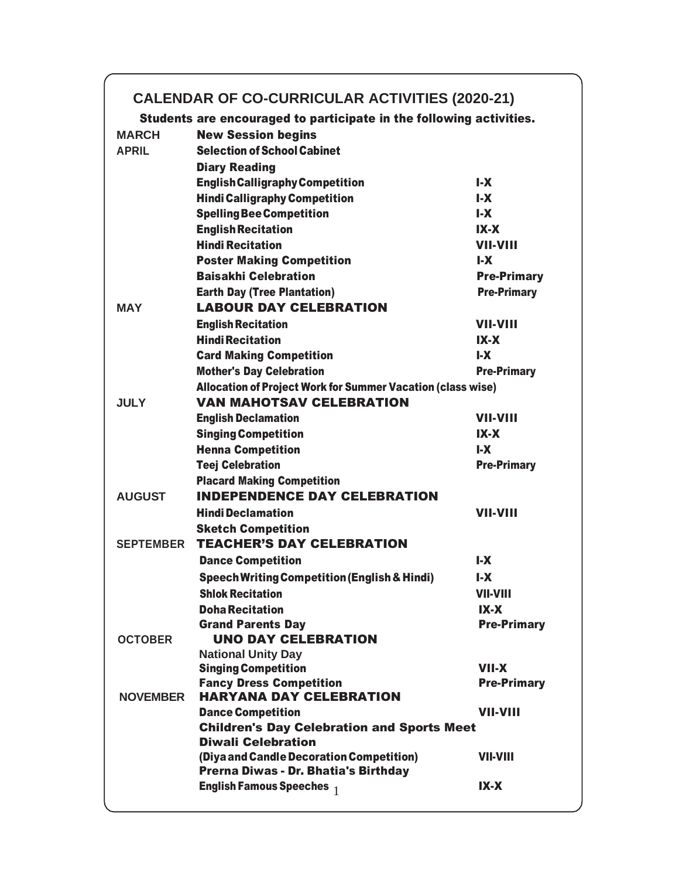## CALENDAR OF CO-CURRICULAR ACTIVITIES (2020-21)

**Students are encouraged to participate in the following activities.**

| Month | Activity | Classes |
|---|---|---|
| MARCH | **New Session begins** | |
| APRIL | **Selection of School Cabinet** | |
| | **Diary Reading** | |
| | **English Calligraphy Competition** | **I-X** |
| | **Hindi Calligraphy Competition** | **I-X** |
| | **Spelling Bee Competition** | **I-X** |
| | **English Recitation** | **IX-X** |
| | **Hindi Recitation** | **VII-VIII** |
| | **Poster Making Competition** | **I-X** |
| | **Baisakhi Celebration** | **Pre-Primary** |
| | **Earth Day (Tree Plantation)** | **Pre-Primary** |
| MAY | **LABOUR DAY CELEBRATION** | |
| | **English Recitation** | **VII-VIII** |
| | **Hindi Recitation** | **IX-X** |
| | **Card Making Competition** | **I-X** |
| | **Mother's Day Celebration** | **Pre-Primary** |
| | **Allocation of Project Work for Summer Vacation (class wise)** | |
| JULY | **VAN MAHOTSAV CELEBRATION** | |
| | **English Declamation** | **VII-VIII** |
| | **Singing Competition** | **IX-X** |
| | **Henna Competition** | **I-X** |
| | **Teej Celebration** | **Pre-Primary** |
| | **Placard Making Competition** | |
| AUGUST | **INDEPENDENCE DAY CELEBRATION** | |
| | **Hindi Declamation** | **VII-VIII** |
| | **Sketch Competition** | |
| SEPTEMBER | **TEACHER'S DAY CELEBRATION** | |
| | **Dance Competition** | **I-X** |
| | **Speech Writing Competition (English & Hindi)** | **I-X** |
| | **Shlok Recitation** | **VII-VIII** |
| | **Doha Recitation** | **IX-X** |
| | **Grand Parents Day** | **Pre-Primary** |
| OCTOBER | **UNO DAY CELEBRATION** | |
| | National Unity Day | |
| | **Singing Competition** | **VII-X** |
| | **Fancy Dress Competition** | **Pre-Primary** |
| NOVEMBER | **HARYANA DAY CELEBRATION** | |
| | **Dance Competition** | **VII-VIII** |
| | **Children's Day Celebration and Sports Meet** | |
| | **Diwali Celebration** | |
| | **(Diya and Candle Decoration Competition)** | **VII-VIII** |
| | **Prerna Diwas - Dr. Bhatia's Birthday** | |
| | **English Famous Speeches** | **IX-X** |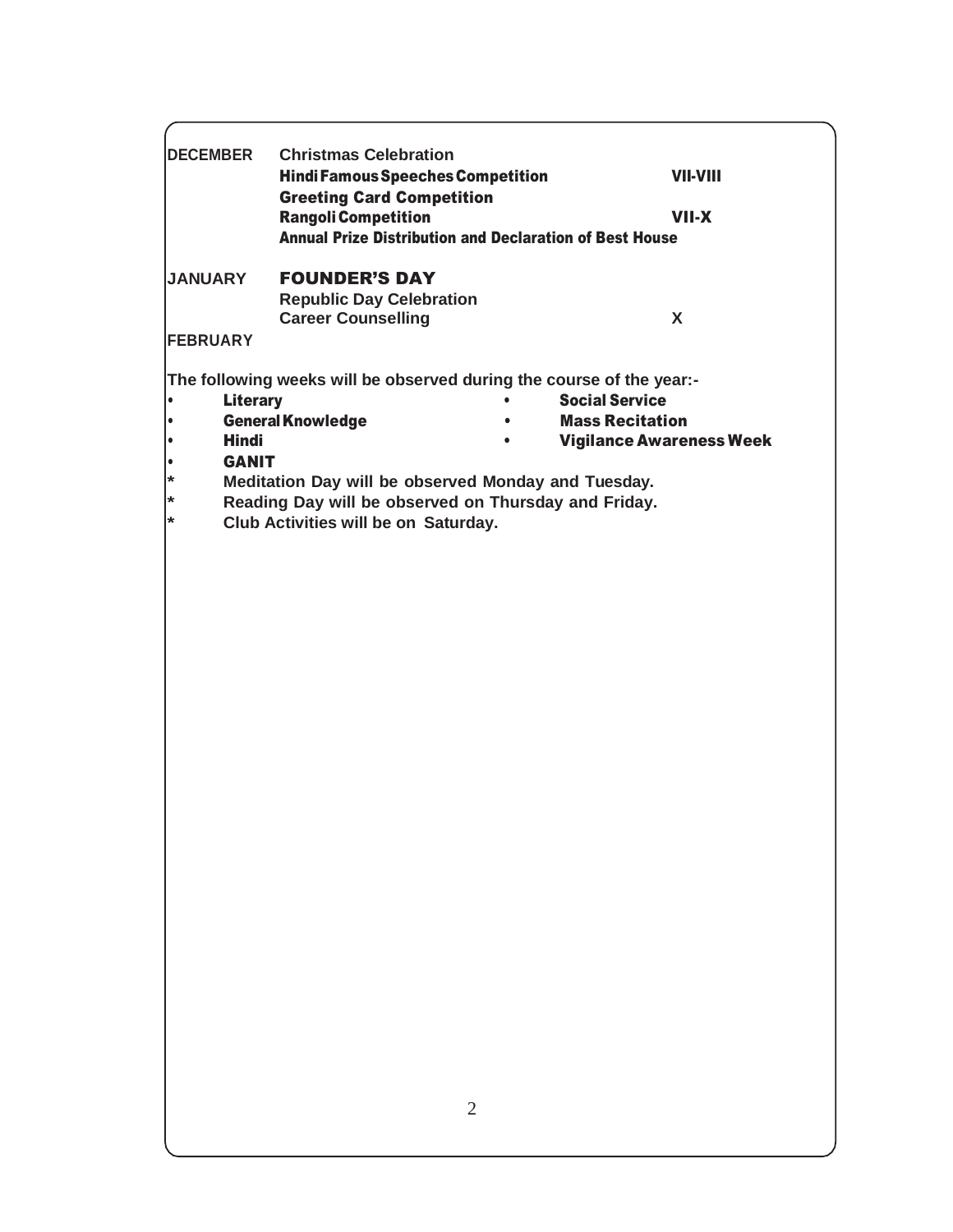| Month | Activity | Classes |
| --- | --- | --- |
| **DECEMBER** | **Christmas Celebration** | |
| | **Hindi Famous Speeches Competition** | **VII-VIII** |
| | **Greeting Card Competition** | |
| | **Rangoli Competition** | **VII-X** |
| | **Annual Prize Distribution and Declaration of Best House** | |
| **JANUARY** | **FOUNDER'S DAY** | |
| | **Republic Day Celebration** | |
| | **Career Counselling** | **X** |
| **FEBRUARY** | | |

**The following weeks will be observed during the course of the year:-**

- **Literary**
- **General Knowledge**
- **Hindi**
- **GANIT**
- **Social Service**
- **Mass Recitation**
- **Vigilance Awareness Week**

\* **Meditation Day will be observed Monday and Tuesday.**

\* **Reading Day will be observed on Thursday and Friday.**

\* **Club Activities will be on Saturday.**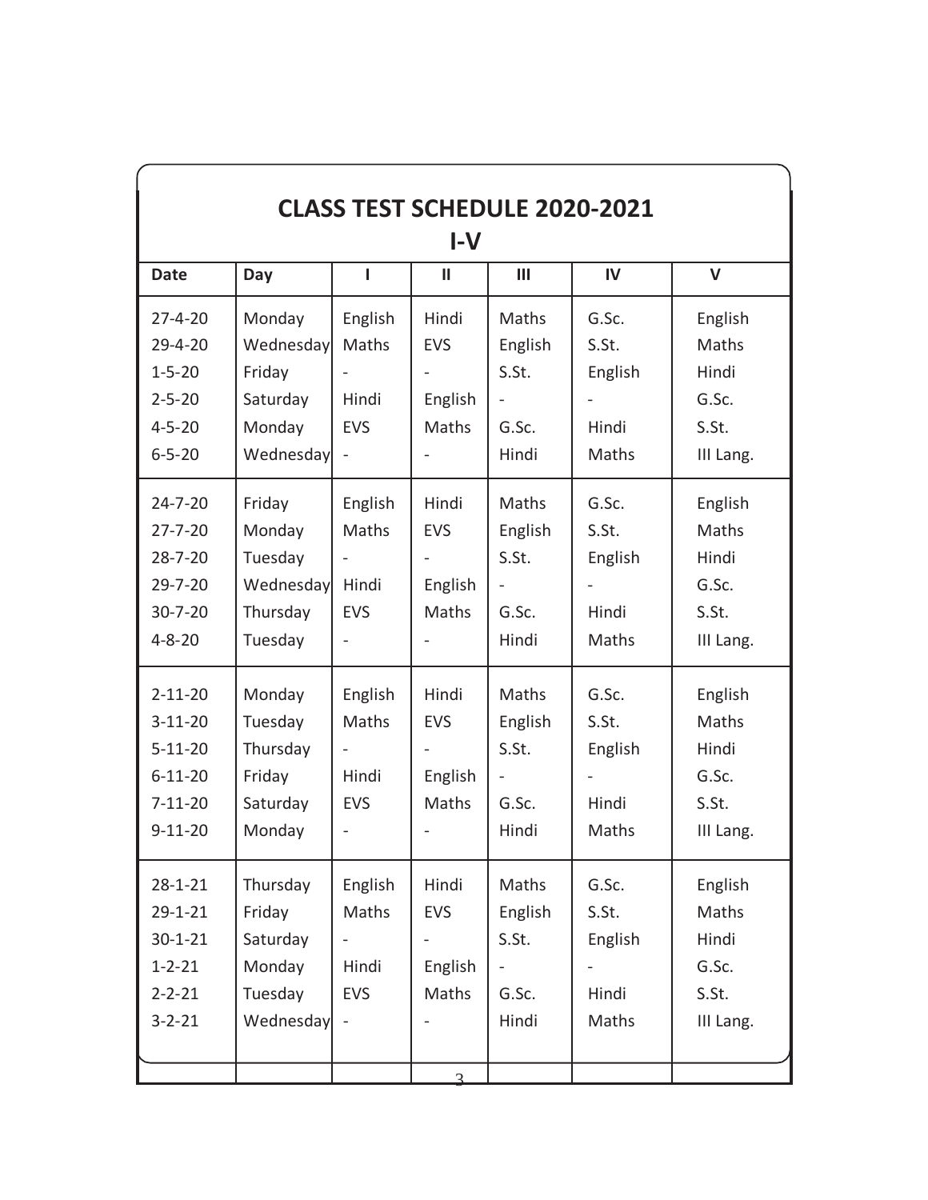# CLASS TEST SCHEDULE 2020-2021

## I-V

| Date | Day | I | II | III | IV | V |
|---|---|---|---|---|---|---|
| 27-4-20 | Monday | English | Hindi | Maths | G.Sc. | English |
| 29-4-20 | Wednesday | Maths | EVS | English | S.St. | Maths |
| 1-5-20 | Friday | - | - | S.St. | English | Hindi |
| 2-5-20 | Saturday | Hindi | English | - | - | G.Sc. |
| 4-5-20 | Monday | EVS | Maths | G.Sc. | Hindi | S.St. |
| 6-5-20 | Wednesday | - | - | Hindi | Maths | III Lang. |
| 24-7-20 | Friday | English | Hindi | Maths | G.Sc. | English |
| 27-7-20 | Monday | Maths | EVS | English | S.St. | Maths |
| 28-7-20 | Tuesday | - | - | S.St. | English | Hindi |
| 29-7-20 | Wednesday | Hindi | English | - | - | G.Sc. |
| 30-7-20 | Thursday | EVS | Maths | G.Sc. | Hindi | S.St. |
| 4-8-20 | Tuesday | - | - | Hindi | Maths | III Lang. |
| 2-11-20 | Monday | English | Hindi | Maths | G.Sc. | English |
| 3-11-20 | Tuesday | Maths | EVS | English | S.St. | Maths |
| 5-11-20 | Thursday | - | - | S.St. | English | Hindi |
| 6-11-20 | Friday | Hindi | English | - | - | G.Sc. |
| 7-11-20 | Saturday | EVS | Maths | G.Sc. | Hindi | S.St. |
| 9-11-20 | Monday | - | - | Hindi | Maths | III Lang. |
| 28-1-21 | Thursday | English | Hindi | Maths | G.Sc. | English |
| 29-1-21 | Friday | Maths | EVS | English | S.St. | Maths |
| 30-1-21 | Saturday | - | - | S.St. | English | Hindi |
| 1-2-21 | Monday | Hindi | English | - | - | G.Sc. |
| 2-2-21 | Tuesday | EVS | Maths | G.Sc. | Hindi | S.St. |
| 3-2-21 | Wednesday | - | - | Hindi | Maths | III Lang. |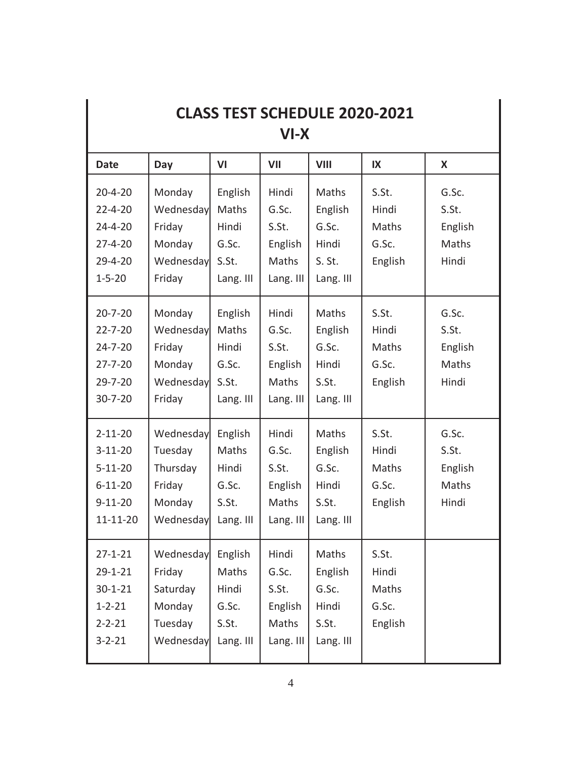# CLASS TEST SCHEDULE 2020-2021

## VI-X

| Date | Day | VI | VII | VIII | IX | X |
|---|---|---|---|---|---|---|
| 20-4-20 | Monday | English | Hindi | Maths | S.St. | G.Sc. |
| 22-4-20 | Wednesday | Maths | G.Sc. | English | Hindi | S.St. |
| 24-4-20 | Friday | Hindi | S.St. | G.Sc. | Maths | English |
| 27-4-20 | Monday | G.Sc. | English | Hindi | G.Sc. | Maths |
| 29-4-20 | Wednesday | S.St. | Maths | S. St. | English | Hindi |
| 1-5-20 | Friday | Lang. III | Lang. III | Lang. III | | |
| 20-7-20 | Monday | English | Hindi | Maths | S.St. | G.Sc. |
| 22-7-20 | Wednesday | Maths | G.Sc. | English | Hindi | S.St. |
| 24-7-20 | Friday | Hindi | S.St. | G.Sc. | Maths | English |
| 27-7-20 | Monday | G.Sc. | English | Hindi | G.Sc. | Maths |
| 29-7-20 | Wednesday | S.St. | Maths | S.St. | English | Hindi |
| 30-7-20 | Friday | Lang. III | Lang. III | Lang. III | | |
| 2-11-20 | Wednesday | English | Hindi | Maths | S.St. | G.Sc. |
| 3-11-20 | Tuesday | Maths | G.Sc. | English | Hindi | S.St. |
| 5-11-20 | Thursday | Hindi | S.St. | G.Sc. | Maths | English |
| 6-11-20 | Friday | G.Sc. | English | Hindi | G.Sc. | Maths |
| 9-11-20 | Monday | S.St. | Maths | S.St. | English | Hindi |
| 11-11-20 | Wednesday | Lang. III | Lang. III | Lang. III | | |
| 27-1-21 | Wednesday | English | Hindi | Maths | S.St. | |
| 29-1-21 | Friday | Maths | G.Sc. | English | Hindi | |
| 30-1-21 | Saturday | Hindi | S.St. | G.Sc. | Maths | |
| 1-2-21 | Monday | G.Sc. | English | Hindi | G.Sc. | |
| 2-2-21 | Tuesday | S.St. | Maths | S.St. | English | |
| 3-2-21 | Wednesday | Lang. III | Lang. III | Lang. III | | |